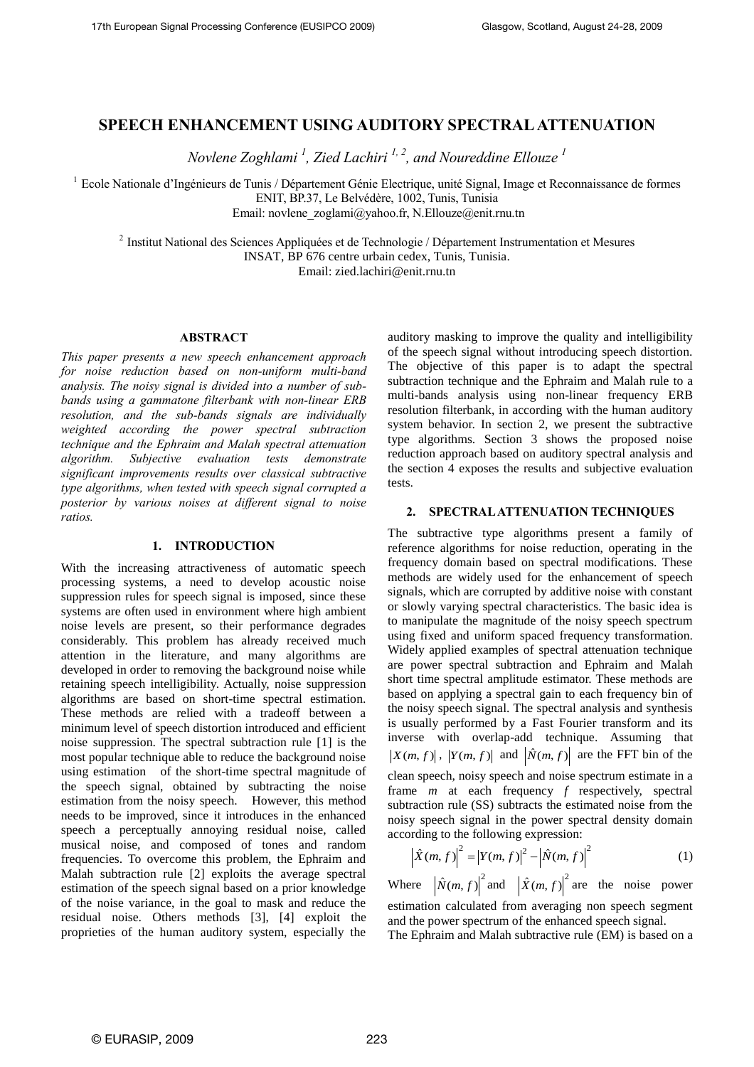# SPEECH ENHANCEMENT USING AUDITORY SPECTRAL ATTENUATION

*Novlene Zoghlami [1], Zied Lachiri [1, 2], and Noureddine Ellouze [1]*

[1] Ecole Nationale d'Ingénieurs de Tunis / Département Génie Electrique, unité Signal, Image et Reconnaissance de formes
ENIT, BP.37, Le Belvédère, 1002, Tunis, Tunisia
Email: novlene_zoglami@yahoo.fr, N.Ellouze@enit.rnu.tn

[2] Institut National des Sciences Appliquées et de Technologie / Département Instrumentation et Mesures
INSAT, BP 676 centre urbain cedex, Tunis, Tunisia.
Email: zied.lachiri@enit.rnu.tn

## ABSTRACT

*This paper presents a new speech enhancement approach for noise reduction based on non-uniform multi-band analysis. The noisy signal is divided into a number of sub-bands using a gammatone filterbank with non-linear ERB resolution, and the sub-bands signals are individually weighted according the power spectral subtraction technique and the Ephraim and Malah spectral attenuation algorithm. Subjective evaluation tests demonstrate significant improvements results over classical subtractive type algorithms, when tested with speech signal corrupted a posterior by various noises at different signal to noise ratios.*

## 1. INTRODUCTION

With the increasing attractiveness of automatic speech processing systems, a need to develop acoustic noise suppression rules for speech signal is imposed, since these systems are often used in environment where high ambient noise levels are present, so their performance degrades considerably. This problem has already received much attention in the literature, and many algorithms are developed in order to removing the background noise while retaining speech intelligibility. Actually, noise suppression algorithms are based on short-time spectral estimation. These methods are relied with a tradeoff between a minimum level of speech distortion introduced and efficient noise suppression. The spectral subtraction rule [1] is the most popular technique able to reduce the background noise using estimation of the short-time spectral magnitude of the speech signal, obtained by subtracting the noise estimation from the noisy speech. However, this method needs to be improved, since it introduces in the enhanced speech a perceptually annoying residual noise, called musical noise, and composed of tones and random frequencies. To overcome this problem, the Ephraim and Malah subtraction rule [2] exploits the average spectral estimation of the speech signal based on a prior knowledge of the noise variance, in the goal to mask and reduce the residual noise. Others methods [3], [4] exploit the proprieties of the human auditory system, especially the auditory masking to improve the quality and intelligibility of the speech signal without introducing speech distortion. The objective of this paper is to adapt the spectral subtraction technique and the Ephraim and Malah rule to a multi-bands analysis using non-linear frequency ERB resolution filterbank, in according with the human auditory system behavior. In section 2, we present the subtractive type algorithms. Section 3 shows the proposed noise reduction approach based on auditory spectral analysis and the section 4 exposes the results and subjective evaluation tests.

## 2. SPECTRAL ATTENUATION TECHNIQUES

The subtractive type algorithms present a family of reference algorithms for noise reduction, operating in the frequency domain based on spectral modifications. These methods are widely used for the enhancement of speech signals, which are corrupted by additive noise with constant or slowly varying spectral characteristics. The basic idea is to manipulate the magnitude of the noisy speech spectrum using fixed and uniform spaced frequency transformation. Widely applied examples of spectral attenuation technique are power spectral subtraction and Ephraim and Malah short time spectral amplitude estimator. These methods are based on applying a spectral gain to each frequency bin of the noisy speech signal. The spectral analysis and synthesis is usually performed by a Fast Fourier transform and its inverse with overlap-add technique. Assuming that $|X(m,f)|$, $|Y(m,f)|$ and $|\hat{N}(m,f)|$ are the FFT bin of the clean speech, noisy speech and noise spectrum estimate in a frame $m$ at each frequency $f$ respectively, spectral subtraction rule (SS) subtracts the estimated noise from the noisy speech signal in the power spectral density domain according to the following expression:

$$\left|\hat{X}(m,f)\right|^2 = \left|Y(m,f)\right|^2 - \left|\hat{N}(m,f)\right|^2 \quad (1)$$

Where $\left|\hat{N}(m,f)\right|^2$ and $\left|\hat{X}(m,f)\right|^2$ are the noise power estimation calculated from averaging non speech segment and the power spectrum of the enhanced speech signal.

The Ephraim and Malah subtractive rule (EM) is based on a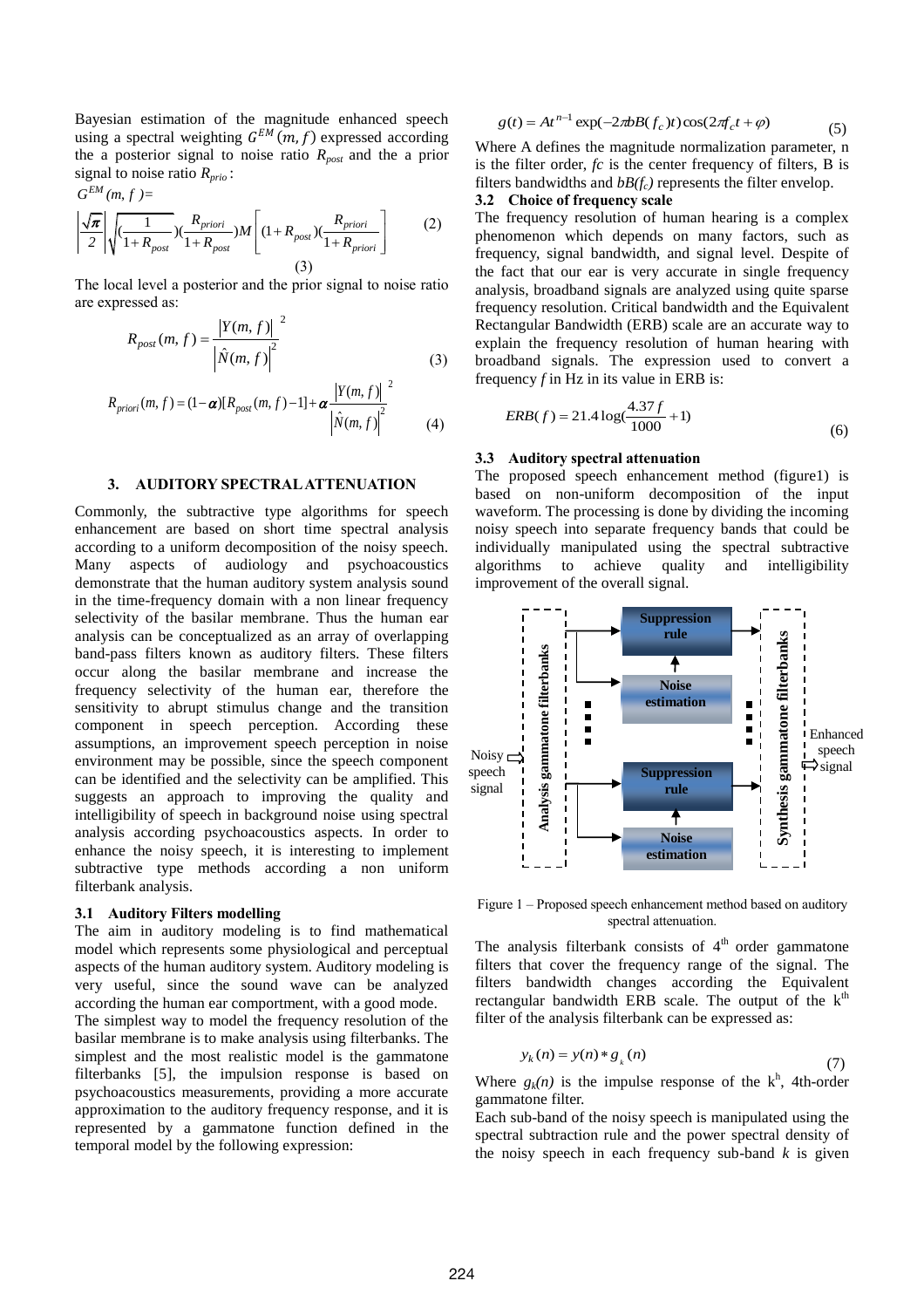Bayesian estimation of the magnitude enhanced speech using a spectral weighting $G^{EM}(m,f)$ expressed according the a posterior signal to noise ratio $R_{post}$ and the a prior signal to noise ratio $R_{prio}$:

$G^{EM}(m,f)=$

$$\left|\frac{\sqrt{\pi}}{2}\right|\sqrt{\left(\frac{1}{1+R_{post}}\right)\left(\frac{R_{priori}}{1+R_{post}}\right)}M\left[(1+R_{post})\left(\frac{R_{priori}}{1+R_{priori}}\right)\right] \quad (2)$$

(3)

The local level a posterior and the prior signal to noise ratio are expressed as:

$$R_{post}(m,f)=\frac{|Y(m,f)|^2}{\left|\hat{N}(m,f)\right|^2} \quad (3)$$

$$R_{priori}(m,f)=(1-\alpha)[R_{post}(m,f)-1]+\alpha\frac{|Y(m,f)|^2}{\left|\hat{N}(m,f)\right|^2} \quad (4)$$

## 3. AUDITORY SPECTRAL ATTENUATION

Commonly, the subtractive type algorithms for speech enhancement are based on short time spectral analysis according to a uniform decomposition of the noisy speech. Many aspects of audiology and psychoacoustics demonstrate that the human auditory system analysis sound in the time-frequency domain with a non linear frequency selectivity of the basilar membrane. Thus the human ear analysis can be conceptualized as an array of overlapping band-pass filters known as auditory filters. These filters occur along the basilar membrane and increase the frequency selectivity of the human ear, therefore the sensitivity to abrupt stimulus change and the transition component in speech perception. According these assumptions, an improvement speech perception in noise environment may be possible, since the speech component can be identified and the selectivity can be amplified. This suggests an approach to improving the quality and intelligibility of speech in background noise using spectral analysis according psychoacoustics aspects. In order to enhance the noisy speech, it is interesting to implement subtractive type methods according a non uniform filterbank analysis.

### 3.1 Auditory Filters modelling

The aim in auditory modeling is to find mathematical model which represents some physiological and perceptual aspects of the human auditory system. Auditory modeling is very useful, since the sound wave can be analyzed according the human ear comportment, with a good mode.

The simplest way to model the frequency resolution of the basilar membrane is to make analysis using filterbanks. The simplest and the most realistic model is the gammatone filterbanks [5], the impulsion response is based on psychoacoustics measurements, providing a more accurate approximation to the auditory frequency response, and it is represented by a gammatone function defined in the temporal model by the following expression:

$$g(t)=At^{n-1}\exp(-2\pi bB(f_c)t)\cos(2\pi f_c t+\varphi) \quad (5)$$

Where A defines the magnitude normalization parameter, n is the filter order, *fc* is the center frequency of filters, B is filters bandwidths and $bB(f_c)$ represents the filter envelop.

### 3.2 Choice of frequency scale

The frequency resolution of human hearing is a complex phenomenon which depends on many factors, such as frequency, signal bandwidth, and signal level. Despite of the fact that our ear is very accurate in single frequency analysis, broadband signals are analyzed using quite sparse frequency resolution. Critical bandwidth and the Equivalent Rectangular Bandwidth (ERB) scale are an accurate way to explain the frequency resolution of human hearing with broadband signals. The expression used to convert a frequency *f* in Hz in its value in ERB is:

$$ERB(f)=21.4\log\left(\frac{4.37f}{1000}+1\right) \quad (6)$$

### 3.3 Auditory spectral attenuation

The proposed speech enhancement method (figure1) is based on non-uniform decomposition of the input waveform. The processing is done by dividing the incoming noisy speech into separate frequency bands that could be individually manipulated using the spectral subtractive algorithms to achieve quality and intelligibility improvement of the overall signal.

Figure 1 – Proposed speech enhancement method based on auditory spectral attenuation.

The analysis filterbank consists of 4[th] order gammatone filters that cover the frequency range of the signal. The filters bandwidth changes according the Equivalent rectangular bandwidth ERB scale. The output of the k[th] filter of the analysis filterbank can be expressed as:

$$y_k(n)=y(n)*g_k(n) \quad (7)$$

Where $g_k(n)$ is the impulse response of the k[h], 4th-order gammatone filter.

Each sub-band of the noisy speech is manipulated using the spectral subtraction rule and the power spectral density of the noisy speech in each frequency sub-band *k* is given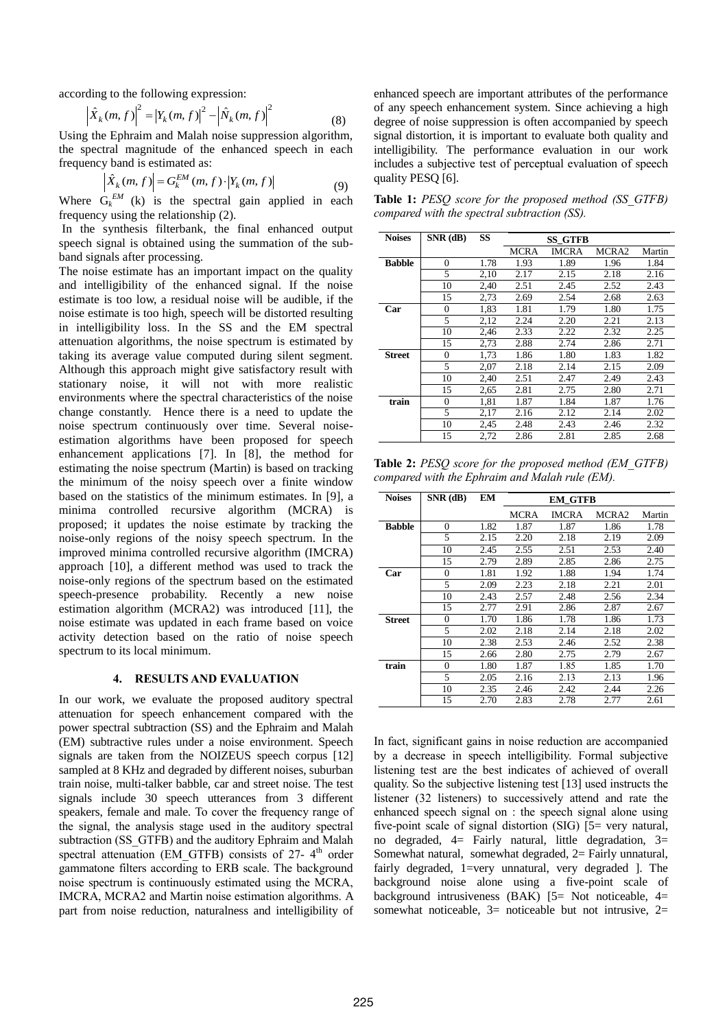according to the following expression:

$$\left|\hat{X}_k(m,f)\right|^2 = \left|Y_k(m,f)\right|^2 - \left|\hat{N}_k(m,f)\right|^2 \quad (8)$$

Using the Ephraim and Malah noise suppression algorithm, the spectral magnitude of the enhanced speech in each frequency band is estimated as:

$$\left|\hat{X}_k(m,f)\right| = G_k^{EM}(m,f)\cdot\left|Y_k(m,f)\right| \quad (9)$$

Where $G_k^{EM}$ (k) is the spectral gain applied in each frequency using the relationship (2).

In the synthesis filterbank, the final enhanced output speech signal is obtained using the summation of the sub-band signals after processing.

The noise estimate has an important impact on the quality and intelligibility of the enhanced signal. If the noise estimate is too low, a residual noise will be audible, if the noise estimate is too high, speech will be distorted resulting in intelligibility loss. In the SS and the EM spectral attenuation algorithms, the noise spectrum is estimated by taking its average value computed during silent segment. Although this approach might give satisfactory result with stationary noise, it will not with more realistic environments where the spectral characteristics of the noise change constantly. Hence there is a need to update the noise spectrum continuously over time. Several noise-estimation algorithms have been proposed for speech enhancement applications [7]. In [8], the method for estimating the noise spectrum (Martin) is based on tracking the minimum of the noisy speech over a finite window based on the statistics of the minimum estimates. In [9], a minima controlled recursive algorithm (MCRA) is proposed; it updates the noise estimate by tracking the noise-only regions of the noisy speech spectrum. In the improved minima controlled recursive algorithm (IMCRA) approach [10], a different method was used to track the noise-only regions of the spectrum based on the estimated speech-presence probability. Recently a new noise estimation algorithm (MCRA2) was introduced [11], the noise estimate was updated in each frame based on voice activity detection based on the ratio of noise speech spectrum to its local minimum.

## 4. RESULTS AND EVALUATION

In our work, we evaluate the proposed auditory spectral attenuation for speech enhancement compared with the power spectral subtraction (SS) and the Ephraim and Malah (EM) subtractive rules under a noise environment. Speech signals are taken from the NOIZEUS speech corpus [12] sampled at 8 KHz and degraded by different noises, suburban train noise, multi-talker babble, car and street noise. The test signals include 30 speech utterances from 3 different speakers, female and male. To cover the frequency range of the signal, the analysis stage used in the auditory spectral subtraction (SS_GTFB) and the auditory Ephraim and Malah spectral attenuation (EM_GTFB) consists of 27- 4[th] order gammatone filters according to ERB scale. The background noise spectrum is continuously estimated using the MCRA, IMCRA, MCRA2 and Martin noise estimation algorithms. A part from noise reduction, naturalness and intelligibility of enhanced speech are important attributes of the performance of any speech enhancement system. Since achieving a high degree of noise suppression is often accompanied by speech signal distortion, it is important to evaluate both quality and intelligibility. The performance evaluation in our work includes a subjective test of perceptual evaluation of speech quality PESQ [6].

**Table 1:** *PESQ score for the proposed method (SS_GTFB) compared with the spectral subtraction (SS).*

| Noises | SNR (dB) | SS | SS_GTFB | | | |
|---|---|---|---|---|---|---|
| | | | MCRA | IMCRA | MCRA2 | Martin |
| **Babble** | 0 | 1.78 | 1.93 | 1.89 | 1.96 | 1.84 |
| | 5 | 2,10 | 2.17 | 2.15 | 2.18 | 2.16 |
| | 10 | 2,40 | 2.51 | 2.45 | 2.52 | 2.43 |
| | 15 | 2,73 | 2.69 | 2.54 | 2.68 | 2.63 |
| **Car** | 0 | 1,83 | 1.81 | 1.79 | 1.80 | 1.75 |
| | 5 | 2,12 | 2.24 | 2.20 | 2.21 | 2.13 |
| | 10 | 2,46 | 2.33 | 2.22 | 2.32 | 2.25 |
| | 15 | 2,73 | 2.88 | 2.74 | 2.86 | 2.71 |
| **Street** | 0 | 1,73 | 1.86 | 1.80 | 1.83 | 1.82 |
| | 5 | 2,07 | 2.18 | 2.14 | 2.15 | 2.09 |
| | 10 | 2,40 | 2.51 | 2.47 | 2.49 | 2.43 |
| | 15 | 2,65 | 2.81 | 2.75 | 2.80 | 2.71 |
| **train** | 0 | 1,81 | 1.87 | 1.84 | 1.87 | 1.76 |
| | 5 | 2,17 | 2.16 | 2.12 | 2.14 | 2.02 |
| | 10 | 2,45 | 2.48 | 2.43 | 2.46 | 2.32 |
| | 15 | 2,72 | 2.86 | 2.81 | 2.85 | 2.68 |

**Table 2:** *PESQ score for the proposed method (EM_GTFB) compared with the Ephraim and Malah rule (EM).*

| Noises | SNR (dB) | EM | EM_GTFB | | | |
|---|---|---|---|---|---|---|
| | | | MCRA | IMCRA | MCRA2 | Martin |
| **Babble** | 0 | 1.82 | 1.87 | 1.87 | 1.86 | 1.78 |
| | 5 | 2.15 | 2.20 | 2.18 | 2.19 | 2.09 |
| | 10 | 2.45 | 2.55 | 2.51 | 2.53 | 2.40 |
| | 15 | 2.79 | 2.89 | 2.85 | 2.86 | 2.75 |
| **Car** | 0 | 1.81 | 1.92 | 1.88 | 1.94 | 1.74 |
| | 5 | 2.09 | 2.23 | 2.18 | 2.21 | 2.01 |
| | 10 | 2.43 | 2.57 | 2.48 | 2.56 | 2.34 |
| | 15 | 2.77 | 2.91 | 2.86 | 2.87 | 2.67 |
| **Street** | 0 | 1.70 | 1.86 | 1.78 | 1.86 | 1.73 |
| | 5 | 2.02 | 2.18 | 2.14 | 2.18 | 2.02 |
| | 10 | 2.38 | 2.53 | 2.46 | 2.52 | 2.38 |
| | 15 | 2.66 | 2.80 | 2.75 | 2.79 | 2.67 |
| **train** | 0 | 1.80 | 1.87 | 1.85 | 1.85 | 1.70 |
| | 5 | 2.05 | 2.16 | 2.13 | 2.13 | 1.96 |
| | 10 | 2.35 | 2.46 | 2.42 | 2.44 | 2.26 |
| | 15 | 2.70 | 2.83 | 2.78 | 2.77 | 2.61 |

In fact, significant gains in noise reduction are accompanied by a decrease in speech intelligibility. Formal subjective listening test are the best indicates of achieved of overall quality. So the subjective listening test [13] used instructs the listener (32 listeners) to successively attend and rate the enhanced speech signal on : the speech signal alone using five-point scale of signal distortion (SIG) [5= very natural, no degraded, 4= Fairly natural, little degradation, 3= Somewhat natural, somewhat degraded, 2= Fairly unnatural, fairly degraded, 1=very unnatural, very degraded ]. The background noise alone using a five-point scale of background intrusiveness (BAK) [5= Not noticeable, 4= somewhat noticeable, 3= noticeable but not intrusive, 2=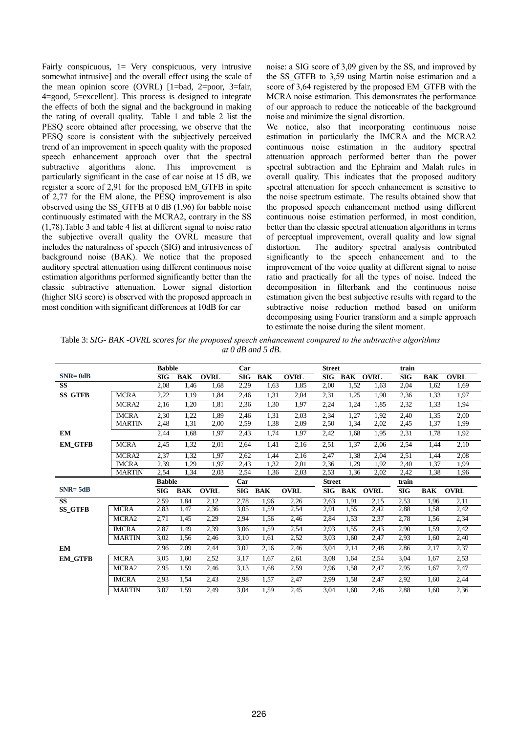Fairly conspicuous, 1= Very conspicuous, very intrusive somewhat intrusive] and the overall effect using the scale of the mean opinion score (OVRL) [1=bad, 2=poor, 3=fair, 4=good, 5=excellent]. This process is designed to integrate the effects of both the signal and the background in making the rating of overall quality. Table 1 and table 2 list the PESQ score obtained after processing, we observe that the PESQ score is consistent with the subjectively perceived trend of an improvement in speech quality with the proposed speech enhancement approach over that the spectral subtractive algorithms alone. This improvement is particularly significant in the case of car noise at 15 dB, we register a score of 2,91 for the proposed EM_GTFB in spite of 2,77 for the EM alone, the PESQ improvement is also observed using the SS_GTFB at 0 dB (1,96) for babble noise continuously estimated with the MCRA2, contrary in the SS (1,78).Table 3 and table 4 list at different signal to noise ratio the subjective overall quality the OVRL measure that includes the naturalness of speech (SIG) and intrusiveness of background noise (BAK). We notice that the proposed auditory spectral attenuation using different continuous noise estimation algorithms performed significantly better than the classic subtractive attenuation. Lower signal distortion (higher SIG score) is observed with the proposed approach in most condition with significant differences at 10dB for car noise: a SIG score of 3,09 given by the SS, and improved by the SS_GTFB to 3,59 using Martin noise estimation and a score of 3,64 registered by the proposed EM_GTFB with the MCRA noise estimation. This demonstrates the performance of our approach to reduce the noticeable of the background noise and minimize the signal distortion.

We notice, also that incorporating continuous noise estimation in particularly the IMCRA and the MCRA2 continuous noise estimation in the auditory spectral attenuation approach performed better than the power spectral subtraction and the Ephraim and Malah rules in overall quality. This indicates that the proposed auditory spectral attenuation for speech enhancement is sensitive to the noise spectrum estimate. The results obtained show that the proposed speech enhancement method using different continuous noise estimation performed, in most condition, better than the classic spectral attenuation algorithms in terms of perceptual improvement, overall quality and low signal distortion. The auditory spectral analysis contributed significantly to the speech enhancement and to the improvement of the voice quality at different signal to noise ratio and practically for all the types of noise. Indeed the decomposition in filterbank and the continuous noise estimation given the best subjective results with regard to the subtractive noise reduction method based on uniform decomposing using Fourier transform and a simple approach to estimate the noise during the silent moment.

Table 3: *SIG- BAK -OVRL scores for the proposed speech enhancement compared to the subtractive algorithms at 0 dB and 5 dB.*

| | | Babble | | | Car | | | Street | | | train | | |
|---|---|---|---|---|---|---|---|---|---|---|---|---|---|
| **SNR= 0dB** | | **SIG** | **BAK** | **OVRL** | **SIG** | **BAK** | **OVRL** | **SIG** | **BAK** | **OVRL** | **SIG** | **BAK** | **OVRL** |
| **SS** | | 2,08 | 1,46 | 1,68 | 2,29 | 1,63 | 1,85 | 2,00 | 1,52 | 1,63 | 2,04 | 1,62 | 1,69 |
| **SS_GTFB** | MCRA | 2,22 | 1,19 | 1,84 | 2,46 | 1,31 | 2,04 | 2,31 | 1,25 | 1,90 | 2,36 | 1,33 | 1,97 |
| | MCRA2 | 2,16 | 1,20 | 1,81 | 2,36 | 1,30 | 1,97 | 2,24 | 1,24 | 1,85 | 2,32 | 1,33 | 1,94 |
| | IMCRA | 2,30 | 1,22 | 1,89 | 2,46 | 1,31 | 2,03 | 2,34 | 1,27 | 1,92 | 2,40 | 1,35 | 2,00 |
| | MARTIN | 2,48 | 1,31 | 2,00 | 2,59 | 1,38 | 2,09 | 2,50 | 1,34 | 2,02 | 2,45 | 1,37 | 1,99 |
| **EM** | | 2,44 | 1,68 | 1,97 | 2,43 | 1,74 | 1,97 | 2,42 | 1,68 | 1,95 | 2,31 | 1,78 | 1,92 |
| **EM_GTFB** | MCRA | 2,45 | 1,32 | 2,01 | 2,64 | 1,41 | 2,16 | 2,51 | 1,37 | 2,06 | 2,54 | 1,44 | 2,10 |
| | MCRA2 | 2,37 | 1,32 | 1,97 | 2,62 | 1,44 | 2,16 | 2,47 | 1,38 | 2,04 | 2,51 | 1,44 | 2,08 |
| | IMCRA | 2,39 | 1,29 | 1,97 | 2,43 | 1,32 | 2,01 | 2,36 | 1,29 | 1,92 | 2,40 | 1,37 | 1,99 |
| | MARTIN | 2,54 | 1,34 | 2,03 | 2,54 | 1,36 | 2,03 | 2,53 | 1,36 | 2,02 | 2,42 | 1,38 | 1,96 |
| | | **Babble** | | | **Car** | | | **Street** | | | **train** | | |
| **SNR= 5dB** | | **SIG** | **BAK** | **OVRL** | **SIG** | **BAK** | **OVRL** | **SIG** | **BAK** | **OVRL** | **SIG** | **BAK** | **OVRL** |
| **SS** | | 2,59 | 1,84 | 2,12 | 2,78 | 1,96 | 2,26 | 2,63 | 1,91 | 2,15 | 2,53 | 1,96 | 2,11 |
| **SS_GTFB** | MCRA | 2,83 | 1,47 | 2,36 | 3,05 | 1,59 | 2,54 | 2,91 | 1,55 | 2,42 | 2,88 | 1,58 | 2,42 |
| | MCRA2 | 2,71 | 1,45 | 2,29 | 2,94 | 1,56 | 2,46 | 2,84 | 1,53 | 2,37 | 2,78 | 1,56 | 2,34 |
| | IMCRA | 2,87 | 1,49 | 2,39 | 3,06 | 1,59 | 2,54 | 2,93 | 1,55 | 2,43 | 2,90 | 1,59 | 2,42 |
| | MARTIN | 3,02 | 1,56 | 2,46 | 3,10 | 1,61 | 2,52 | 3,03 | 1,60 | 2,47 | 2,93 | 1,60 | 2,40 |
| **EM** | | 2,96 | 2,09 | 2,44 | 3,02 | 2,16 | 2,46 | 3,04 | 2,14 | 2,48 | 2,86 | 2,17 | 2,37 |
| **EM_GTFB** | MCRA | 3,05 | 1,60 | 2,52 | 3,17 | 1,67 | 2,61 | 3,08 | 1,64 | 2,54 | 3,04 | 1,67 | 2,53 |
| | MCRA2 | 2,95 | 1,59 | 2,46 | 3,13 | 1,68 | 2,59 | 2,96 | 1,58 | 2,47 | 2,95 | 1,67 | 2,47 |
| | IMCRA | 2,93 | 1,54 | 2,43 | 2,98 | 1,57 | 2,47 | 2,99 | 1,58 | 2,47 | 2,92 | 1,60 | 2,44 |
| | MARTIN | 3,07 | 1,59 | 2,49 | 3,04 | 1,59 | 2,45 | 3,04 | 1,60 | 2,46 | 2,88 | 1,60 | 2,36 |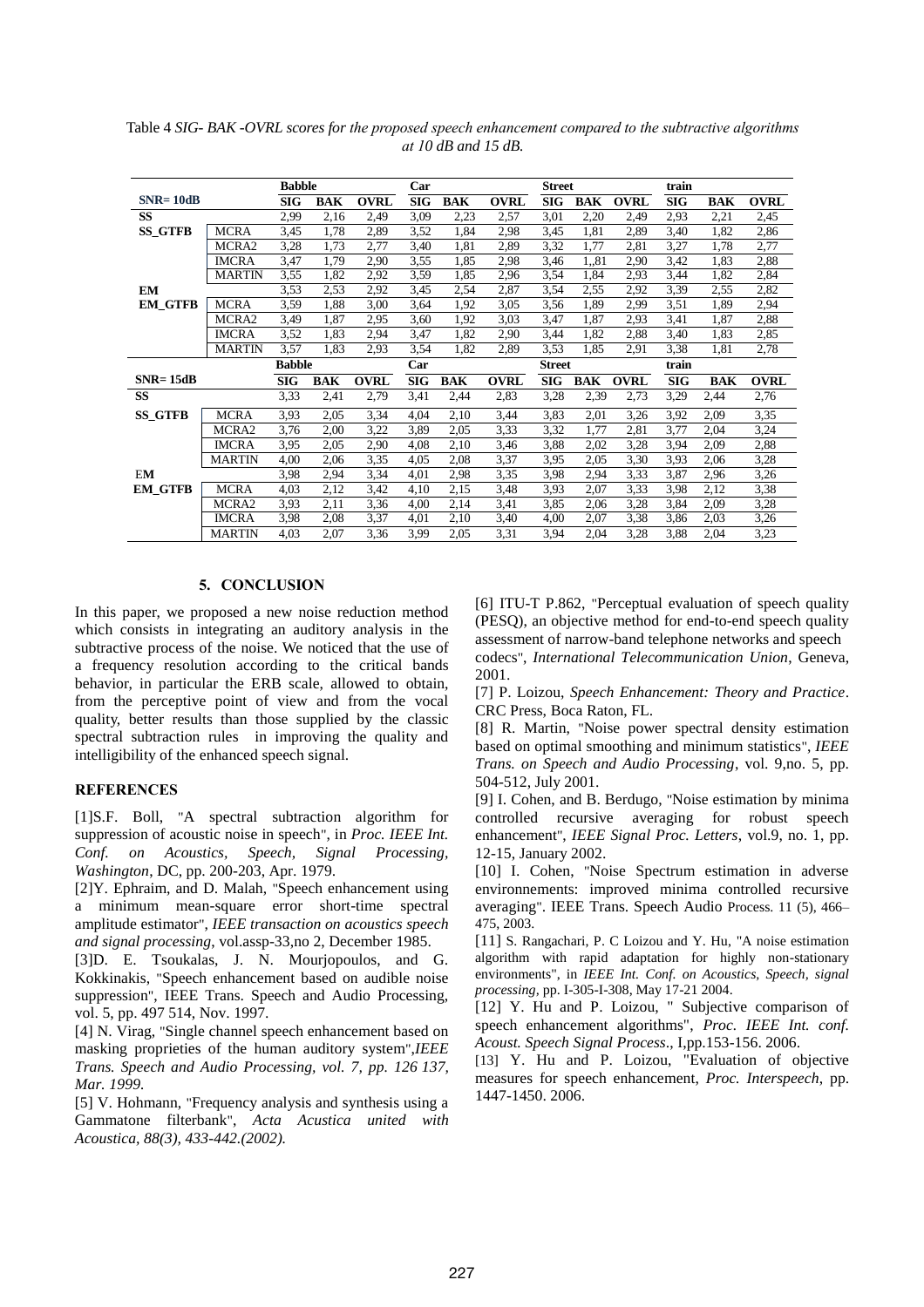Table 4 *SIG- BAK -OVRL scores for the proposed speech enhancement compared to the subtractive algorithms at 10 dB and 15 dB.*

| | | Babble | | | Car | | | Street | | | train | | |
|---|---|---|---|---|---|---|---|---|---|---|---|---|---|
| **SNR= 10dB** | | **SIG** | **BAK** | **OVRL** | **SIG** | **BAK** | **OVRL** | **SIG** | **BAK** | **OVRL** | **SIG** | **BAK** | **OVRL** |
| **SS** | | 2,99 | 2,16 | 2,49 | 3,09 | 2,23 | 2,57 | 3,01 | 2,20 | 2,49 | 2,93 | 2,21 | 2,45 |
| **SS_GTFB** | MCRA | 3,45 | 1,78 | 2,89 | 3,52 | 1,84 | 2,98 | 3,45 | 1,81 | 2,89 | 3,40 | 1,82 | 2,86 |
| | MCRA2 | 3,28 | 1,73 | 2,77 | 3,40 | 1,81 | 2,89 | 3,32 | 1,77 | 2,81 | 3,27 | 1,78 | 2,77 |
| | IMCRA | 3,47 | 1,79 | 2,90 | 3,55 | 1,85 | 2,98 | 3,46 | 1,,81 | 2,90 | 3,42 | 1,83 | 2,88 |
| | MARTIN | 3,55 | 1,82 | 2,92 | 3,59 | 1,85 | 2,96 | 3,54 | 1,84 | 2,93 | 3,44 | 1,82 | 2,84 |
| **EM** | | 3,53 | 2,53 | 2,92 | 3,45 | 2,54 | 2,87 | 3,54 | 2,55 | 2,92 | 3,39 | 2,55 | 2,82 |
| **EM_GTFB** | MCRA | 3,59 | 1,88 | 3,00 | 3,64 | 1,92 | 3,05 | 3,56 | 1,89 | 2,99 | 3,51 | 1,89 | 2,94 |
| | MCRA2 | 3,49 | 1,87 | 2,95 | 3,60 | 1,92 | 3,03 | 3,47 | 1,87 | 2,93 | 3,41 | 1,87 | 2,88 |
| | IMCRA | 3,52 | 1,83 | 2,94 | 3,47 | 1,82 | 2,90 | 3,44 | 1,82 | 2,88 | 3,40 | 1,83 | 2,85 |
| | MARTIN | 3,57 | 1,83 | 2,93 | 3,54 | 1,82 | 2,89 | 3,53 | 1,85 | 2,91 | 3,38 | 1,81 | 2,78 |
| | | **Babble** | | | **Car** | | | **Street** | | | **train** | | |
| **SNR= 15dB** | | **SIG** | **BAK** | **OVRL** | **SIG** | **BAK** | **OVRL** | **SIG** | **BAK** | **OVRL** | **SIG** | **BAK** | **OVRL** |
| **SS** | | 3,33 | 2,41 | 2,79 | 3,41 | 2,44 | 2,83 | 3,28 | 2,39 | 2,73 | 3,29 | 2,44 | 2,76 |
| **SS_GTFB** | MCRA | 3,93 | 2,05 | 3,34 | 4,04 | 2,10 | 3,44 | 3,83 | 2,01 | 3,26 | 3,92 | 2,09 | 3,35 |
| | MCRA2 | 3,76 | 2,00 | 3,22 | 3,89 | 2,05 | 3,33 | 3,32 | 1,77 | 2,81 | 3,77 | 2,04 | 3,24 |
| | IMCRA | 3,95 | 2,05 | 2,90 | 4,08 | 2,10 | 3,46 | 3,88 | 2,02 | 3,28 | 3,94 | 2,09 | 2,88 |
| | MARTIN | 4,00 | 2,06 | 3,35 | 4,05 | 2,08 | 3,37 | 3,95 | 2,05 | 3,30 | 3,93 | 2,06 | 3,28 |
| **EM** | | 3,98 | 2,94 | 3,34 | 4,01 | 2,98 | 3,35 | 3,98 | 2,94 | 3,33 | 3,87 | 2,96 | 3,26 |
| **EM_GTFB** | MCRA | 4,03 | 2,12 | 3,42 | 4,10 | 2,15 | 3,48 | 3,93 | 2,07 | 3,33 | 3,98 | 2,12 | 3,38 |
| | MCRA2 | 3,93 | 2,11 | 3,36 | 4,00 | 2,14 | 3,41 | 3,85 | 2,06 | 3,28 | 3,84 | 2,09 | 3,28 |
| | IMCRA | 3,98 | 2,08 | 3,37 | 4,01 | 2,10 | 3,40 | 4,00 | 2,07 | 3,38 | 3,86 | 2,03 | 3,26 |
| | MARTIN | 4,03 | 2,07 | 3,36 | 3,99 | 2,05 | 3,31 | 3,94 | 2,04 | 3,28 | 3,88 | 2,04 | 3,23 |

## 5. CONCLUSION

In this paper, we proposed a new noise reduction method which consists in integrating an auditory analysis in the subtractive process of the noise. We noticed that the use of a frequency resolution according to the critical bands behavior, in particular the ERB scale, allowed to obtain, from the perceptive point of view and from the vocal quality, better results than those supplied by the classic spectral subtraction rules in improving the quality and intelligibility of the enhanced speech signal.

## REFERENCES

[1]S.F. Boll, "A spectral subtraction algorithm for suppression of acoustic noise in speech", in *Proc. IEEE Int. Conf. on Acoustics, Speech, Signal Processing, Washington*, DC, pp. 200-203, Apr. 1979.

[2]Y. Ephraim, and D. Malah, "Speech enhancement using a minimum mean-square error short-time spectral amplitude estimator", *IEEE transaction on acoustics speech and signal processing*, vol.assp-33,no 2, December 1985.

[3]D. E. Tsoukalas, J. N. Mourjopoulos, and G. Kokkinakis, "Speech enhancement based on audible noise suppression", IEEE Trans. Speech and Audio Processing, vol. 5, pp. 497 514, Nov. 1997.

[4] N. Virag, "Single channel speech enhancement based on masking proprieties of the human auditory system",*IEEE Trans. Speech and Audio Processing, vol. 7, pp. 126 137, Mar. 1999.*

[5] V. Hohmann, "Frequency analysis and synthesis using a Gammatone filterbank", *Acta Acustica united with Acoustica, 88(3), 433-442.(2002).*

[6] ITU-T P.862, "Perceptual evaluation of speech quality (PESQ), an objective method for end-to-end speech quality assessment of narrow-band telephone networks and speech codecs", *International Telecommunication Union*, Geneva, 2001.

[7] P. Loizou, *Speech Enhancement: Theory and Practice*. CRC Press, Boca Raton, FL.

[8] R. Martin, "Noise power spectral density estimation based on optimal smoothing and minimum statistics", *IEEE Trans. on Speech and Audio Processing*, vol. 9,no. 5, pp. 504-512, July 2001.

[9] I. Cohen, and B. Berdugo, "Noise estimation by minima controlled recursive averaging for robust speech enhancement", *IEEE Signal Proc. Letters*, vol.9, no. 1, pp. 12-15, January 2002.

[10] I. Cohen, "Noise Spectrum estimation in adverse environnements: improved minima controlled recursive averaging". IEEE Trans. Speech Audio Process. 11 (5), 466–475, 2003.

[11] S. Rangachari, P. C Loizou and Y. Hu, "A noise estimation algorithm with rapid adaptation for highly non-stationary environments", in *IEEE Int. Conf. on Acoustics, Speech, signal processing*, pp. I-305-I-308, May 17-21 2004.

[12] Y. Hu and P. Loizou, " Subjective comparison of speech enhancement algorithms", *Proc. IEEE Int. conf. Acoust. Speech Signal Process*., I,pp.153-156. 2006.

[13] Y. Hu and P. Loizou, "Evaluation of objective measures for speech enhancement, *Proc. Interspeech*, pp. 1447-1450. 2006.